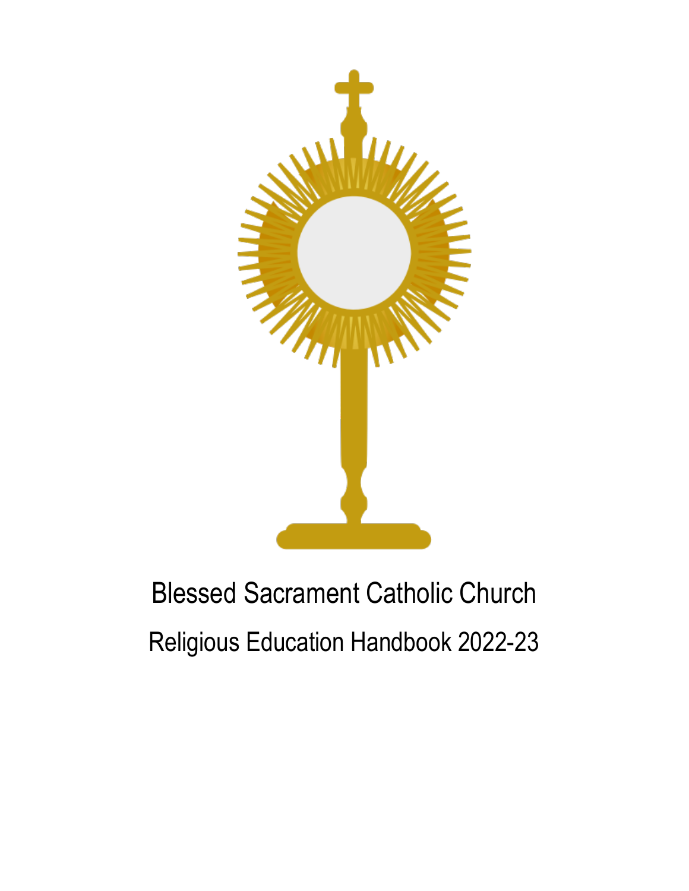# Blessed Sacrament Catholic Church

## Religious Education Handbook 2022-23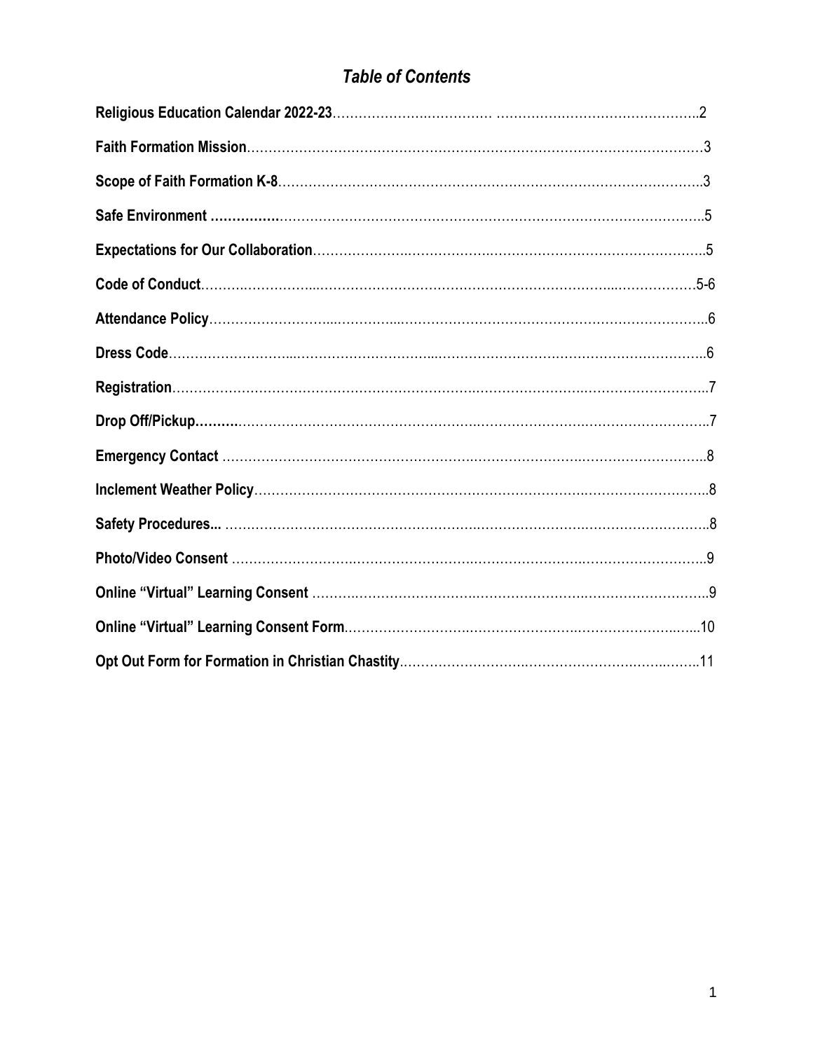## *Table of Contents*

| | |
|---|---|
| **Religious Education Calendar 2022-23** | 2 |
| **Faith Formation Mission** | 3 |
| **Scope of Faith Formation K-8** | 3 |
| **Safe Environment** | 5 |
| **Expectations for Our Collaboration** | 5 |
| **Code of Conduct** | 5-6 |
| **Attendance Policy** | 6 |
| **Dress Code** | 6 |
| **Registration** | 7 |
| **Drop Off/Pickup** | 7 |
| **Emergency Contact** | 8 |
| **Inclement Weather Policy** | 8 |
| **Safety Procedures...** | 8 |
| **Photo/Video Consent** | 9 |
| **Online "Virtual" Learning Consent** | 9 |
| **Online "Virtual" Learning Consent Form** | 10 |
| **Opt Out Form for Formation in Christian Chastity** | 11 |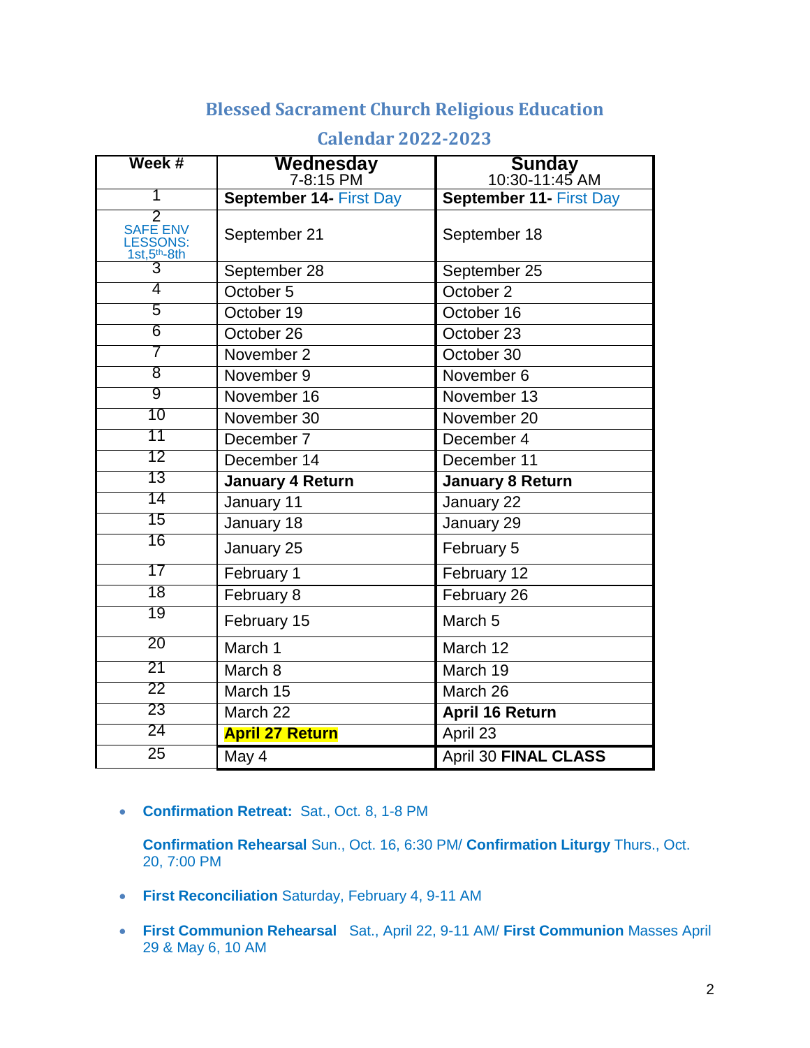# Blessed Sacrament Church Religious Education

## Calendar 2022-2023

| Week # | Wednesday 7-8:15 PM | Sunday 10:30-11:45 AM |
|---|---|---|
| 1 | **September 14-** First Day | **September 11-** First Day |
| 2 SAFE ENV LESSONS: 1st,5th-8th | September 21 | September 18 |
| 3 | September 28 | September 25 |
| 4 | October 5 | October 2 |
| 5 | October 19 | October 16 |
| 6 | October 26 | October 23 |
| 7 | November 2 | October 30 |
| 8 | November 9 | November 6 |
| 9 | November 16 | November 13 |
| 10 | November 30 | November 20 |
| 11 | December 7 | December 4 |
| 12 | December 14 | December 11 |
| 13 | **January 4 Return** | **January 8 Return** |
| 14 | January 11 | January 22 |
| 15 | January 18 | January 29 |
| 16 | January 25 | February 5 |
| 17 | February 1 | February 12 |
| 18 | February 8 | February 26 |
| 19 | February 15 | March 5 |
| 20 | March 1 | March 12 |
| 21 | March 8 | March 19 |
| 22 | March 15 | March 26 |
| 23 | March 22 | **April 16 Return** |
| 24 | **April 27 Return** | April 23 |
| 25 | May 4 | April 30 **FINAL CLASS** |

- **Confirmation Retreat:** Sat., Oct. 8, 1-8 PM

  **Confirmation Rehearsal** Sun., Oct. 16, 6:30 PM/ **Confirmation Liturgy** Thurs., Oct. 20, 7:00 PM

- **First Reconciliation** Saturday, February 4, 9-11 AM

- **First Communion Rehearsal** Sat., April 22, 9-11 AM/ **First Communion** Masses April 29 & May 6, 10 AM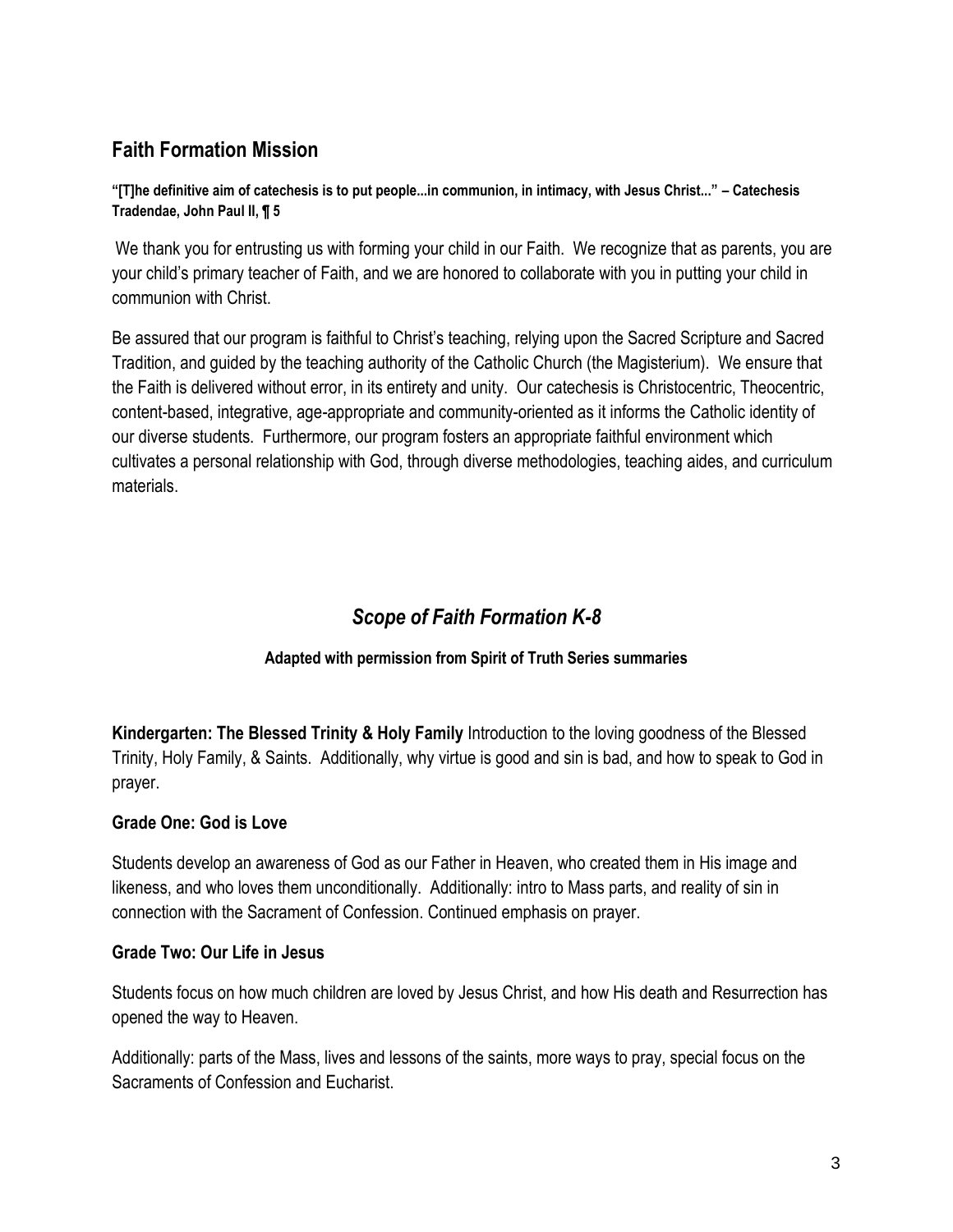## Faith Formation Mission

**"[T]he definitive aim of catechesis is to put people...in communion, in intimacy, with Jesus Christ..." – Catechesis Tradendae, John Paul II, ¶ 5**

We thank you for entrusting us with forming your child in our Faith. We recognize that as parents, you are your child's primary teacher of Faith, and we are honored to collaborate with you in putting your child in communion with Christ.

Be assured that our program is faithful to Christ's teaching, relying upon the Sacred Scripture and Sacred Tradition, and guided by the teaching authority of the Catholic Church (the Magisterium). We ensure that the Faith is delivered without error, in its entirety and unity. Our catechesis is Christocentric, Theocentric, content-based, integrative, age-appropriate and community-oriented as it informs the Catholic identity of our diverse students. Furthermore, our program fosters an appropriate faithful environment which cultivates a personal relationship with God, through diverse methodologies, teaching aides, and curriculum materials.

## *Scope of Faith Formation K-8*

**Adapted with permission from Spirit of Truth Series summaries**

**Kindergarten: The Blessed Trinity & Holy Family** Introduction to the loving goodness of the Blessed Trinity, Holy Family, & Saints. Additionally, why virtue is good and sin is bad, and how to speak to God in prayer.

### Grade One: God is Love

Students develop an awareness of God as our Father in Heaven, who created them in His image and likeness, and who loves them unconditionally. Additionally: intro to Mass parts, and reality of sin in connection with the Sacrament of Confession. Continued emphasis on prayer.

### Grade Two: Our Life in Jesus

Students focus on how much children are loved by Jesus Christ, and how His death and Resurrection has opened the way to Heaven.

Additionally: parts of the Mass, lives and lessons of the saints, more ways to pray, special focus on the Sacraments of Confession and Eucharist.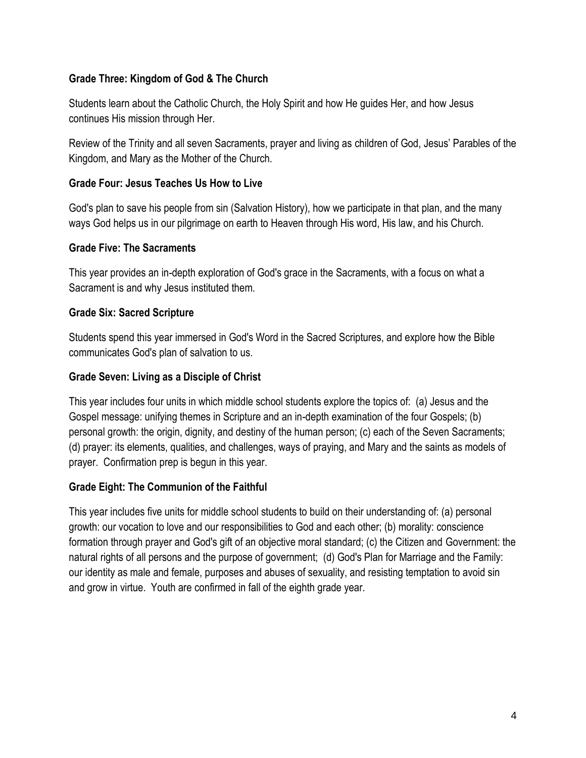**Grade Three: Kingdom of God & The Church**

Students learn about the Catholic Church, the Holy Spirit and how He guides Her, and how Jesus continues His mission through Her.

Review of the Trinity and all seven Sacraments, prayer and living as children of God, Jesus' Parables of the Kingdom, and Mary as the Mother of the Church.

**Grade Four: Jesus Teaches Us How to Live**

God's plan to save his people from sin (Salvation History), how we participate in that plan, and the many ways God helps us in our pilgrimage on earth to Heaven through His word, His law, and his Church.

**Grade Five: The Sacraments**

This year provides an in-depth exploration of God's grace in the Sacraments, with a focus on what a Sacrament is and why Jesus instituted them.

**Grade Six: Sacred Scripture**

Students spend this year immersed in God's Word in the Sacred Scriptures, and explore how the Bible communicates God's plan of salvation to us.

**Grade Seven: Living as a Disciple of Christ**

This year includes four units in which middle school students explore the topics of: (a) Jesus and the Gospel message: unifying themes in Scripture and an in-depth examination of the four Gospels; (b) personal growth: the origin, dignity, and destiny of the human person; (c) each of the Seven Sacraments; (d) prayer: its elements, qualities, and challenges, ways of praying, and Mary and the saints as models of prayer. Confirmation prep is begun in this year.

**Grade Eight: The Communion of the Faithful**

This year includes five units for middle school students to build on their understanding of: (a) personal growth: our vocation to love and our responsibilities to God and each other; (b) morality: conscience formation through prayer and God's gift of an objective moral standard; (c) the Citizen and Government: the natural rights of all persons and the purpose of government; (d) God's Plan for Marriage and the Family: our identity as male and female, purposes and abuses of sexuality, and resisting temptation to avoid sin and grow in virtue. Youth are confirmed in fall of the eighth grade year.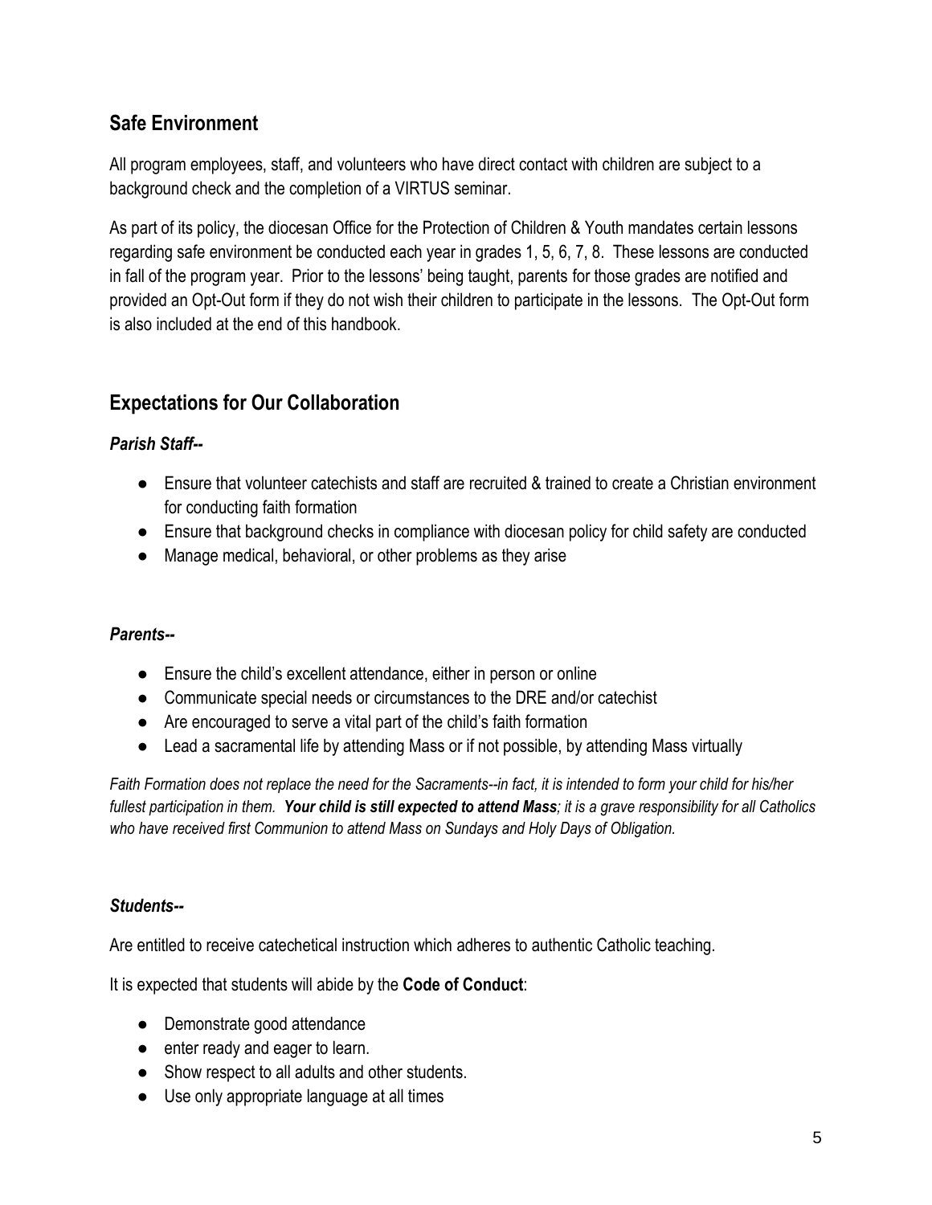## Safe Environment

All program employees, staff, and volunteers who have direct contact with children are subject to a background check and the completion of a VIRTUS seminar.

As part of its policy, the diocesan Office for the Protection of Children & Youth mandates certain lessons regarding safe environment be conducted each year in grades 1, 5, 6, 7, 8. These lessons are conducted in fall of the program year. Prior to the lessons' being taught, parents for those grades are notified and provided an Opt-Out form if they do not wish their children to participate in the lessons. The Opt-Out form is also included at the end of this handbook.

## Expectations for Our Collaboration

### *Parish Staff--*

- Ensure that volunteer catechists and staff are recruited & trained to create a Christian environment for conducting faith formation
- Ensure that background checks in compliance with diocesan policy for child safety are conducted
- Manage medical, behavioral, or other problems as they arise

### *Parents--*

- Ensure the child's excellent attendance, either in person or online
- Communicate special needs or circumstances to the DRE and/or catechist
- Are encouraged to serve a vital part of the child's faith formation
- Lead a sacramental life by attending Mass or if not possible, by attending Mass virtually

*Faith Formation does not replace the need for the Sacraments--in fact, it is intended to form your child for his/her fullest participation in them.* ***Your child is still expected to attend Mass****; it is a grave responsibility for all Catholics who have received first Communion to attend Mass on Sundays and Holy Days of Obligation.*

### *Students--*

Are entitled to receive catechetical instruction which adheres to authentic Catholic teaching.

It is expected that students will abide by the **Code of Conduct**:

- Demonstrate good attendance
- enter ready and eager to learn.
- Show respect to all adults and other students.
- Use only appropriate language at all times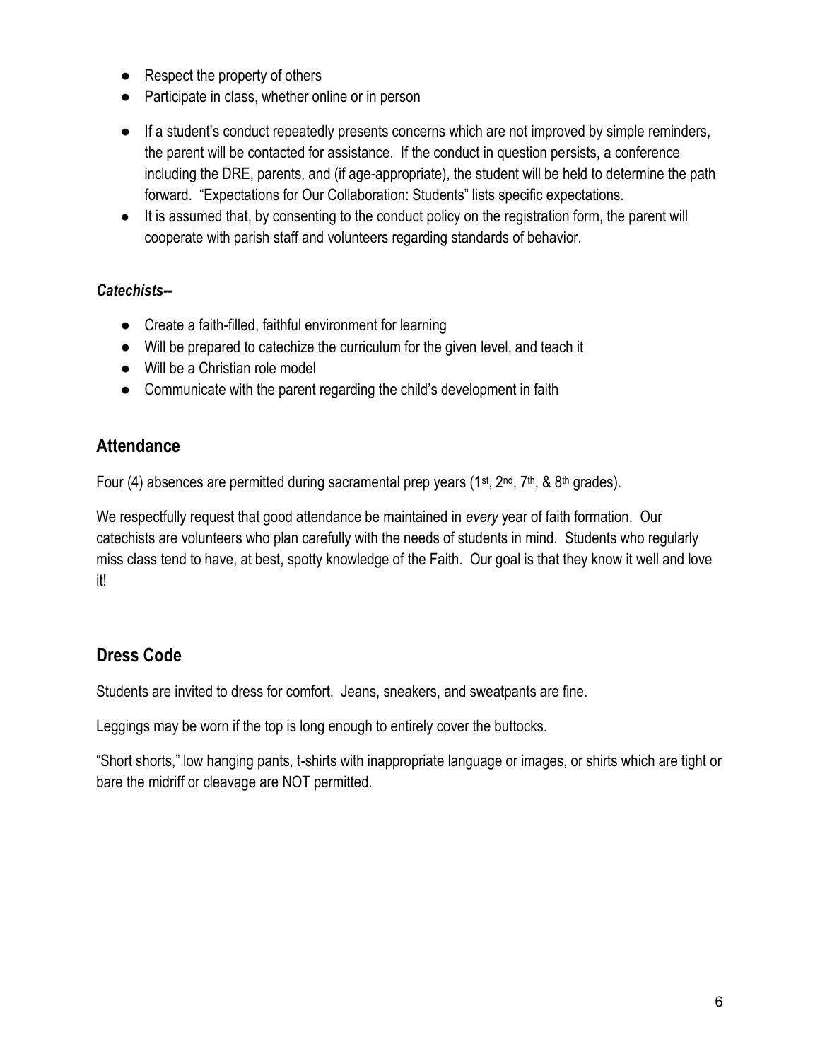- Respect the property of others
- Participate in class, whether online or in person
- If a student's conduct repeatedly presents concerns which are not improved by simple reminders, the parent will be contacted for assistance. If the conduct in question persists, a conference including the DRE, parents, and (if age-appropriate), the student will be held to determine the path forward. "Expectations for Our Collaboration: Students" lists specific expectations.
- It is assumed that, by consenting to the conduct policy on the registration form, the parent will cooperate with parish staff and volunteers regarding standards of behavior.

***Catechists--***

- Create a faith-filled, faithful environment for learning
- Will be prepared to catechize the curriculum for the given level, and teach it
- Will be a Christian role model
- Communicate with the parent regarding the child's development in faith

## Attendance

Four (4) absences are permitted during sacramental prep years (1st, 2nd, 7th, & 8th grades).

We respectfully request that good attendance be maintained in *every* year of faith formation. Our catechists are volunteers who plan carefully with the needs of students in mind. Students who regularly miss class tend to have, at best, spotty knowledge of the Faith. Our goal is that they know it well and love it!

## Dress Code

Students are invited to dress for comfort. Jeans, sneakers, and sweatpants are fine.

Leggings may be worn if the top is long enough to entirely cover the buttocks.

"Short shorts," low hanging pants, t-shirts with inappropriate language or images, or shirts which are tight or bare the midriff or cleavage are NOT permitted.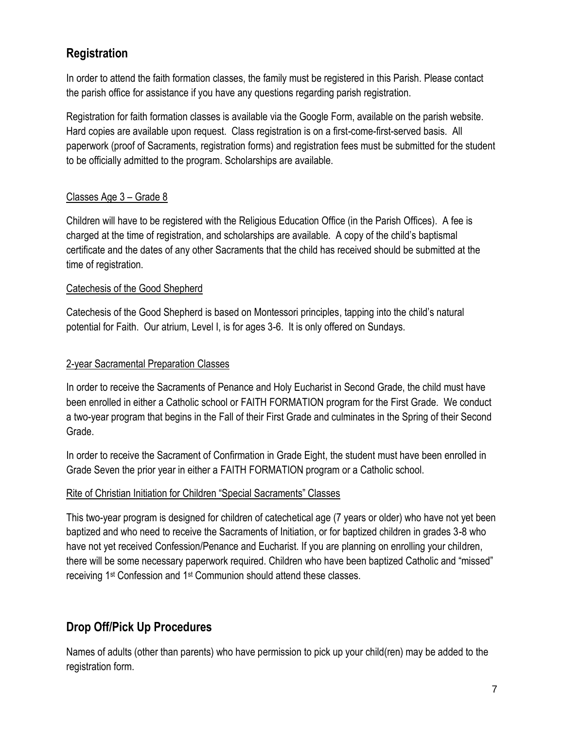## Registration

In order to attend the faith formation classes, the family must be registered in this Parish. Please contact the parish office for assistance if you have any questions regarding parish registration.

Registration for faith formation classes is available via the Google Form, available on the parish website. Hard copies are available upon request. Class registration is on a first-come-first-served basis. All paperwork (proof of Sacraments, registration forms) and registration fees must be submitted for the student to be officially admitted to the program. Scholarships are available.

### Classes Age 3 – Grade 8

Children will have to be registered with the Religious Education Office (in the Parish Offices). A fee is charged at the time of registration, and scholarships are available. A copy of the child's baptismal certificate and the dates of any other Sacraments that the child has received should be submitted at the time of registration.

### Catechesis of the Good Shepherd

Catechesis of the Good Shepherd is based on Montessori principles, tapping into the child's natural potential for Faith. Our atrium, Level I, is for ages 3-6. It is only offered on Sundays.

### 2-year Sacramental Preparation Classes

In order to receive the Sacraments of Penance and Holy Eucharist in Second Grade, the child must have been enrolled in either a Catholic school or FAITH FORMATION program for the First Grade. We conduct a two-year program that begins in the Fall of their First Grade and culminates in the Spring of their Second Grade.

In order to receive the Sacrament of Confirmation in Grade Eight, the student must have been enrolled in Grade Seven the prior year in either a FAITH FORMATION program or a Catholic school.

### Rite of Christian Initiation for Children "Special Sacraments" Classes

This two-year program is designed for children of catechetical age (7 years or older) who have not yet been baptized and who need to receive the Sacraments of Initiation, or for baptized children in grades 3-8 who have not yet received Confession/Penance and Eucharist. If you are planning on enrolling your children, there will be some necessary paperwork required. Children who have been baptized Catholic and "missed" receiving 1st Confession and 1st Communion should attend these classes.

## Drop Off/Pick Up Procedures

Names of adults (other than parents) who have permission to pick up your child(ren) may be added to the registration form.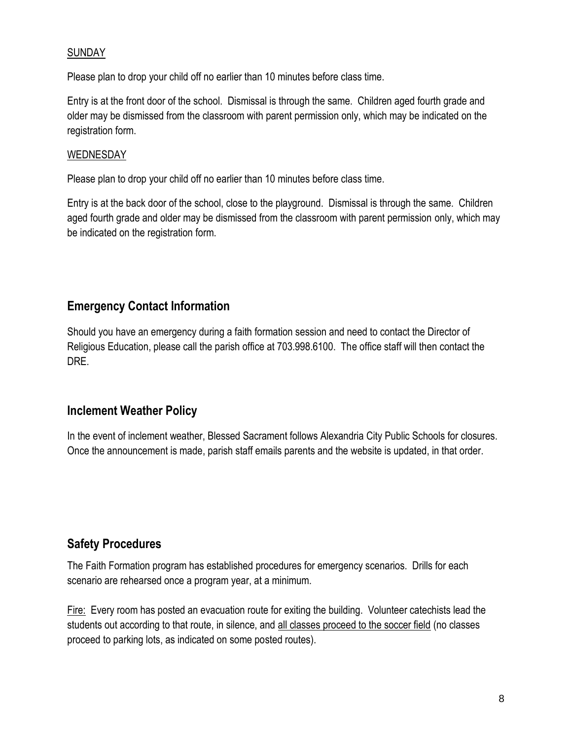SUNDAY

Please plan to drop your child off no earlier than 10 minutes before class time.

Entry is at the front door of the school. Dismissal is through the same. Children aged fourth grade and older may be dismissed from the classroom with parent permission only, which may be indicated on the registration form.

WEDNESDAY

Please plan to drop your child off no earlier than 10 minutes before class time.

Entry is at the back door of the school, close to the playground. Dismissal is through the same. Children aged fourth grade and older may be dismissed from the classroom with parent permission only, which may be indicated on the registration form.

## Emergency Contact Information

Should you have an emergency during a faith formation session and need to contact the Director of Religious Education, please call the parish office at 703.998.6100. The office staff will then contact the DRE.

## Inclement Weather Policy

In the event of inclement weather, Blessed Sacrament follows Alexandria City Public Schools for closures. Once the announcement is made, parish staff emails parents and the website is updated, in that order.

## Safety Procedures

The Faith Formation program has established procedures for emergency scenarios. Drills for each scenario are rehearsed once a program year, at a minimum.

Fire: Every room has posted an evacuation route for exiting the building. Volunteer catechists lead the students out according to that route, in silence, and all classes proceed to the soccer field (no classes proceed to parking lots, as indicated on some posted routes).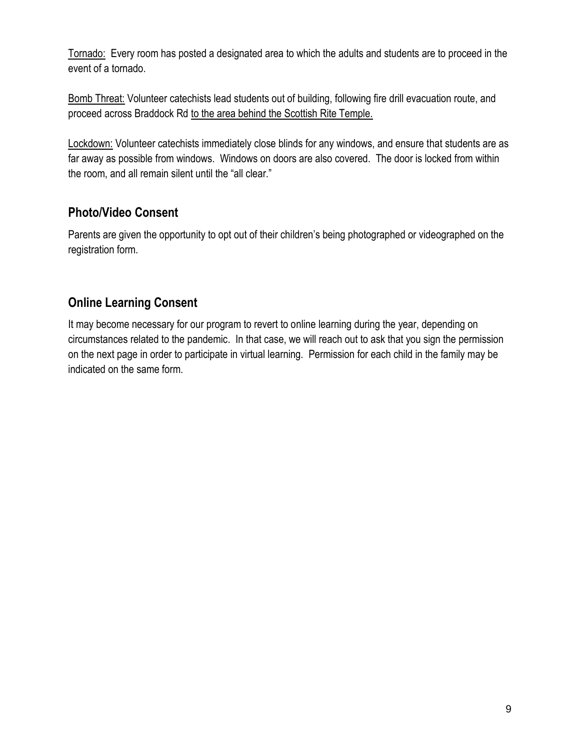Tornado: Every room has posted a designated area to which the adults and students are to proceed in the event of a tornado.

Bomb Threat: Volunteer catechists lead students out of building, following fire drill evacuation route, and proceed across Braddock Rd to the area behind the Scottish Rite Temple.

Lockdown: Volunteer catechists immediately close blinds for any windows, and ensure that students are as far away as possible from windows. Windows on doors are also covered. The door is locked from within the room, and all remain silent until the "all clear."

## Photo/Video Consent

Parents are given the opportunity to opt out of their children's being photographed or videographed on the registration form.

## Online Learning Consent

It may become necessary for our program to revert to online learning during the year, depending on circumstances related to the pandemic. In that case, we will reach out to ask that you sign the permission on the next page in order to participate in virtual learning. Permission for each child in the family may be indicated on the same form.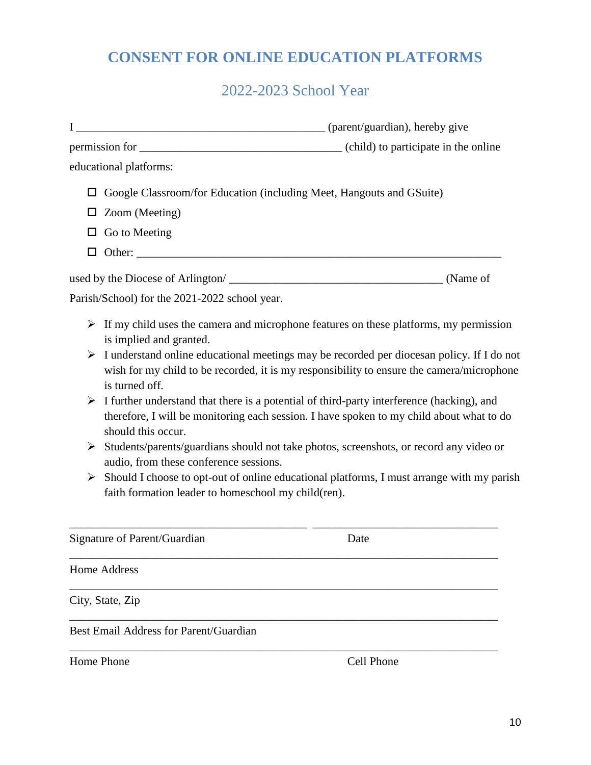# CONSENT FOR ONLINE EDUCATION PLATFORMS

## 2022-2023 School Year

I ___________________________________________ (parent/guardian), hereby give permission for ___________________________________ (child) to participate in the online educational platforms:

- ☐ Google Classroom/for Education (including Meet, Hangouts and GSuite)
- ☐ Zoom (Meeting)
- ☐ Go to Meeting
- ☐ Other: _______________________________________________________________

used by the Diocese of Arlington/ _____________________________________ (Name of Parish/School) for the 2021-2022 school year.

- ➢ If my child uses the camera and microphone features on these platforms, my permission is implied and granted.
- ➢ I understand online educational meetings may be recorded per diocesan policy. If I do not wish for my child to be recorded, it is my responsibility to ensure the camera/microphone is turned off.
- ➢ I further understand that there is a potential of third-party interference (hacking), and therefore, I will be monitoring each session. I have spoken to my child about what to do should this occur.
- ➢ Students/parents/guardians should not take photos, screenshots, or record any video or audio, from these conference sessions.
- ➢ Should I choose to opt-out of online educational platforms, I must arrange with my parish faith formation leader to homeschool my child(ren).

__________________________________________ ________________________________

Signature of Parent/Guardian Date

_____________________________________________________________________________

Home Address

_____________________________________________________________________________

City, State, Zip

_____________________________________________________________________________

Best Email Address for Parent/Guardian

_____________________________________________________________________________

Home Phone Cell Phone